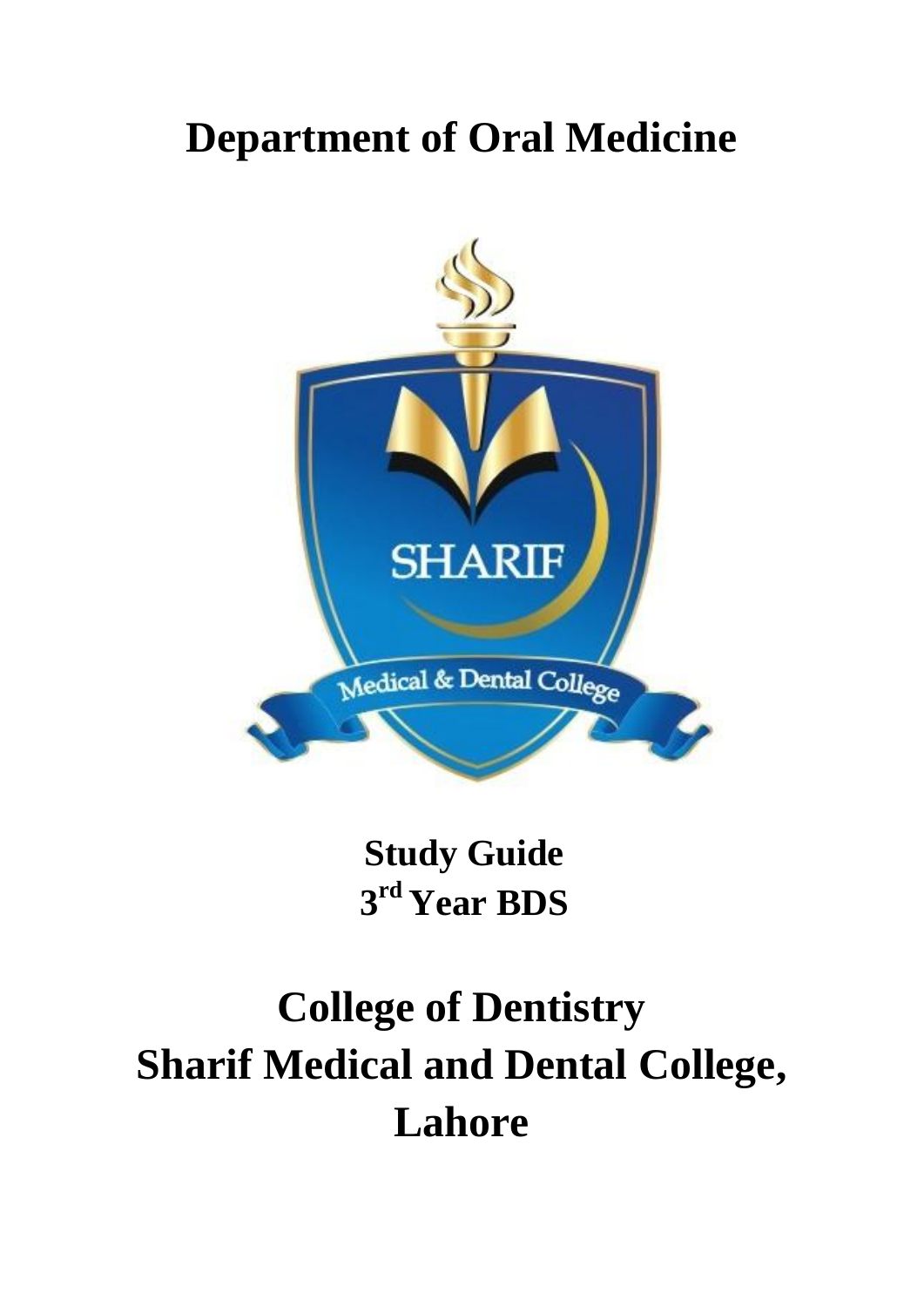# Department of Oral Medicine

**Study Guide**
**3rd Year BDS**

# College of Dentistry
# Sharif Medical and Dental College, Lahore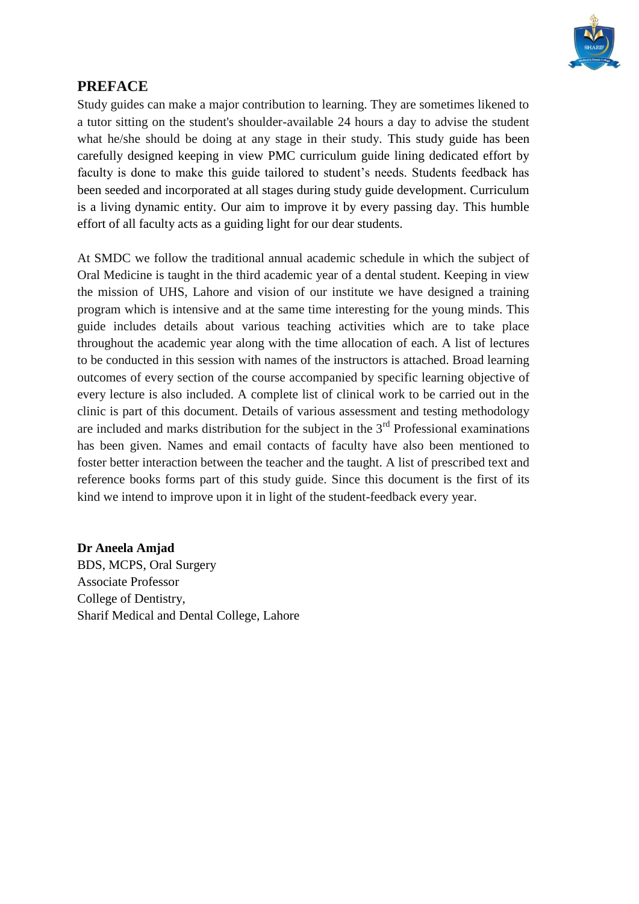## PREFACE

Study guides can make a major contribution to learning. They are sometimes likened to a tutor sitting on the student's shoulder-available 24 hours a day to advise the student what he/she should be doing at any stage in their study. This study guide has been carefully designed keeping in view PMC curriculum guide lining dedicated effort by faculty is done to make this guide tailored to student's needs. Students feedback has been seeded and incorporated at all stages during study guide development. Curriculum is a living dynamic entity. Our aim to improve it by every passing day. This humble effort of all faculty acts as a guiding light for our dear students.

At SMDC we follow the traditional annual academic schedule in which the subject of Oral Medicine is taught in the third academic year of a dental student. Keeping in view the mission of UHS, Lahore and vision of our institute we have designed a training program which is intensive and at the same time interesting for the young minds. This guide includes details about various teaching activities which are to take place throughout the academic year along with the time allocation of each. A list of lectures to be conducted in this session with names of the instructors is attached. Broad learning outcomes of every section of the course accompanied by specific learning objective of every lecture is also included. A complete list of clinical work to be carried out in the clinic is part of this document. Details of various assessment and testing methodology are included and marks distribution for the subject in the 3rd Professional examinations has been given. Names and email contacts of faculty have also been mentioned to foster better interaction between the teacher and the taught. A list of prescribed text and reference books forms part of this study guide. Since this document is the first of its kind we intend to improve upon it in light of the student-feedback every year.

**Dr Aneela Amjad**
BDS, MCPS, Oral Surgery
Associate Professor
College of Dentistry,
Sharif Medical and Dental College, Lahore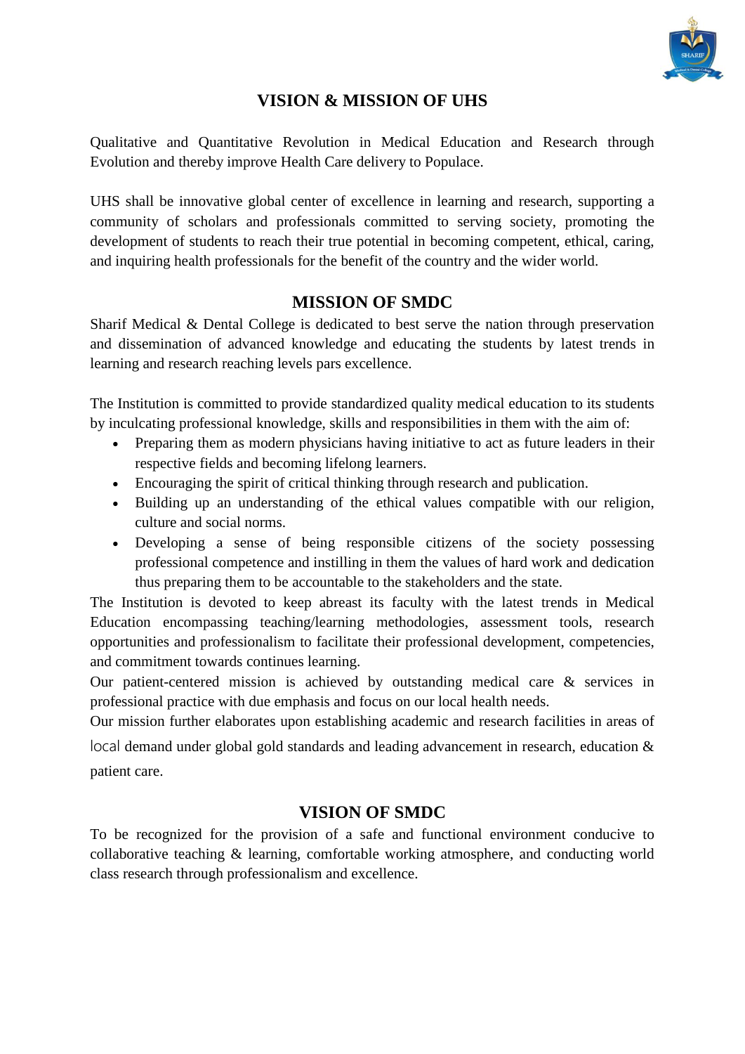## VISION & MISSION OF UHS

Qualitative and Quantitative Revolution in Medical Education and Research through Evolution and thereby improve Health Care delivery to Populace.

UHS shall be innovative global center of excellence in learning and research, supporting a community of scholars and professionals committed to serving society, promoting the development of students to reach their true potential in becoming competent, ethical, caring, and inquiring health professionals for the benefit of the country and the wider world.

## MISSION OF SMDC

Sharif Medical & Dental College is dedicated to best serve the nation through preservation and dissemination of advanced knowledge and educating the students by latest trends in learning and research reaching levels pars excellence.

The Institution is committed to provide standardized quality medical education to its students by inculcating professional knowledge, skills and responsibilities in them with the aim of:

- Preparing them as modern physicians having initiative to act as future leaders in their respective fields and becoming lifelong learners.
- Encouraging the spirit of critical thinking through research and publication.
- Building up an understanding of the ethical values compatible with our religion, culture and social norms.
- Developing a sense of being responsible citizens of the society possessing professional competence and instilling in them the values of hard work and dedication thus preparing them to be accountable to the stakeholders and the state.

The Institution is devoted to keep abreast its faculty with the latest trends in Medical Education encompassing teaching/learning methodologies, assessment tools, research opportunities and professionalism to facilitate their professional development, competencies, and commitment towards continues learning.

Our patient-centered mission is achieved by outstanding medical care & services in professional practice with due emphasis and focus on our local health needs.

Our mission further elaborates upon establishing academic and research facilities in areas of local demand under global gold standards and leading advancement in research, education & patient care.

## VISION OF SMDC

To be recognized for the provision of a safe and functional environment conducive to collaborative teaching & learning, comfortable working atmosphere, and conducting world class research through professionalism and excellence.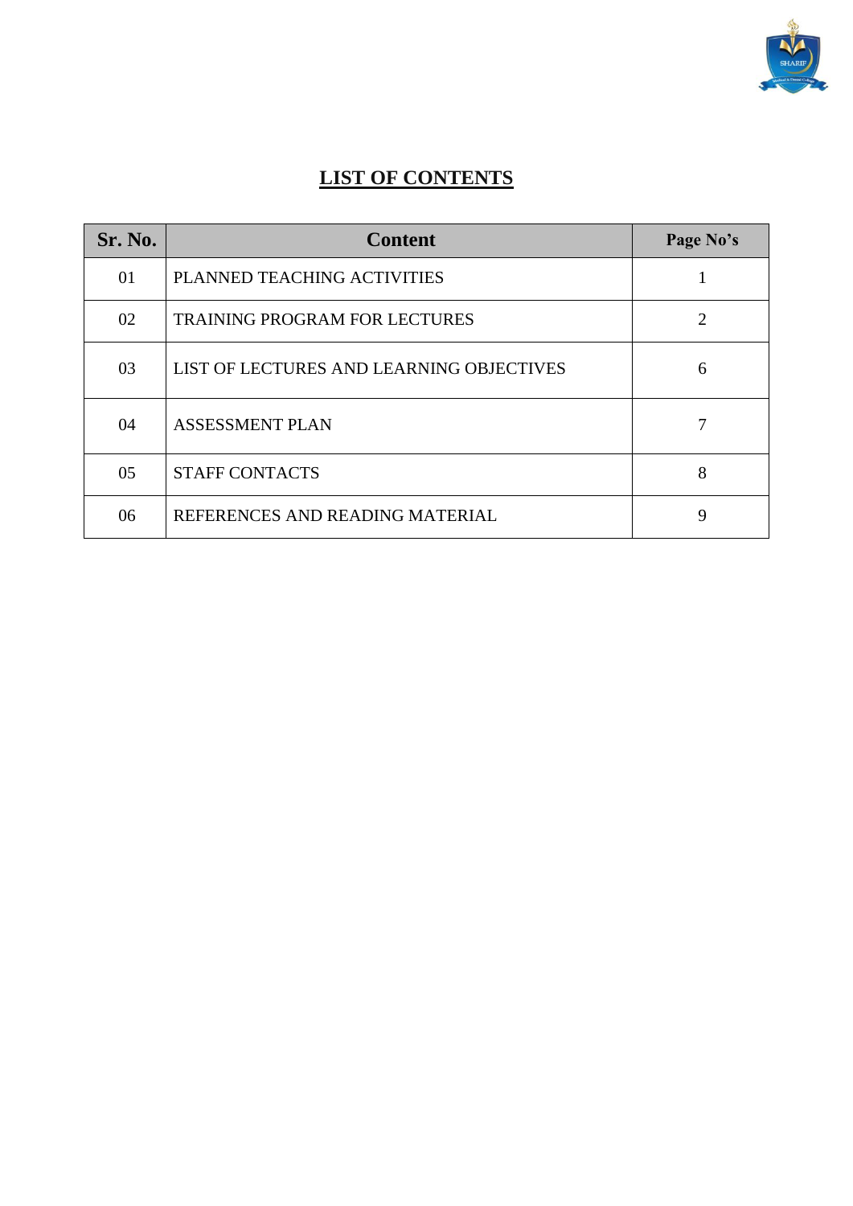# LIST OF CONTENTS

| Sr. No. | Content | Page No's |
|---|---|---|
| 01 | PLANNED TEACHING ACTIVITIES | 1 |
| 02 | TRAINING PROGRAM FOR LECTURES | 2 |
| 03 | LIST OF LECTURES AND LEARNING OBJECTIVES | 6 |
| 04 | ASSESSMENT PLAN | 7 |
| 05 | STAFF CONTACTS | 8 |
| 06 | REFERENCES AND READING MATERIAL | 9 |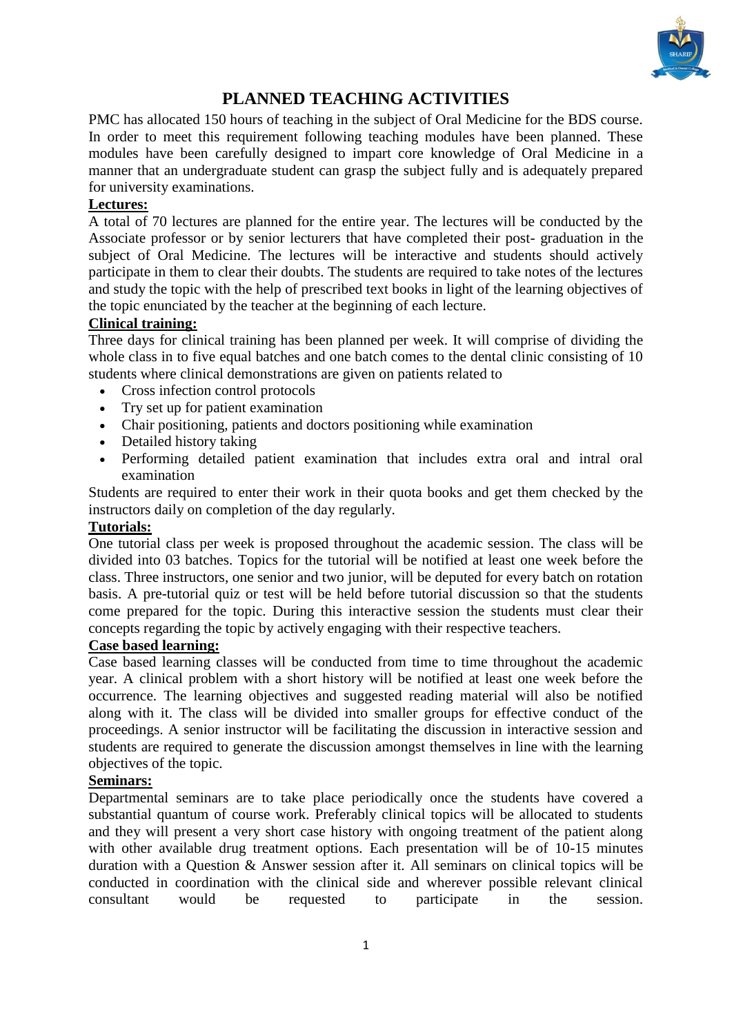# PLANNED TEACHING ACTIVITIES

PMC has allocated 150 hours of teaching in the subject of Oral Medicine for the BDS course. In order to meet this requirement following teaching modules have been planned. These modules have been carefully designed to impart core knowledge of Oral Medicine in a manner that an undergraduate student can grasp the subject fully and is adequately prepared for university examinations.

**Lectures:**

A total of 70 lectures are planned for the entire year. The lectures will be conducted by the Associate professor or by senior lecturers that have completed their post- graduation in the subject of Oral Medicine. The lectures will be interactive and students should actively participate in them to clear their doubts. The students are required to take notes of the lectures and study the topic with the help of prescribed text books in light of the learning objectives of the topic enunciated by the teacher at the beginning of each lecture.

**Clinical training:**

Three days for clinical training has been planned per week. It will comprise of dividing the whole class in to five equal batches and one batch comes to the dental clinic consisting of 10 students where clinical demonstrations are given on patients related to

- Cross infection control protocols
- Try set up for patient examination
- Chair positioning, patients and doctors positioning while examination
- Detailed history taking
- Performing detailed patient examination that includes extra oral and intral oral examination

Students are required to enter their work in their quota books and get them checked by the instructors daily on completion of the day regularly.

**Tutorials:**

One tutorial class per week is proposed throughout the academic session. The class will be divided into 03 batches. Topics for the tutorial will be notified at least one week before the class. Three instructors, one senior and two junior, will be deputed for every batch on rotation basis. A pre-tutorial quiz or test will be held before tutorial discussion so that the students come prepared for the topic. During this interactive session the students must clear their concepts regarding the topic by actively engaging with their respective teachers.

**Case based learning:**

Case based learning classes will be conducted from time to time throughout the academic year. A clinical problem with a short history will be notified at least one week before the occurrence. The learning objectives and suggested reading material will also be notified along with it. The class will be divided into smaller groups for effective conduct of the proceedings. A senior instructor will be facilitating the discussion in interactive session and students are required to generate the discussion amongst themselves in line with the learning objectives of the topic.

**Seminars:**

Departmental seminars are to take place periodically once the students have covered a substantial quantum of course work. Preferably clinical topics will be allocated to students and they will present a very short case history with ongoing treatment of the patient along with other available drug treatment options. Each presentation will be of 10-15 minutes duration with a Question & Answer session after it. All seminars on clinical topics will be conducted in coordination with the clinical side and wherever possible relevant clinical consultant would be requested to participate in the session.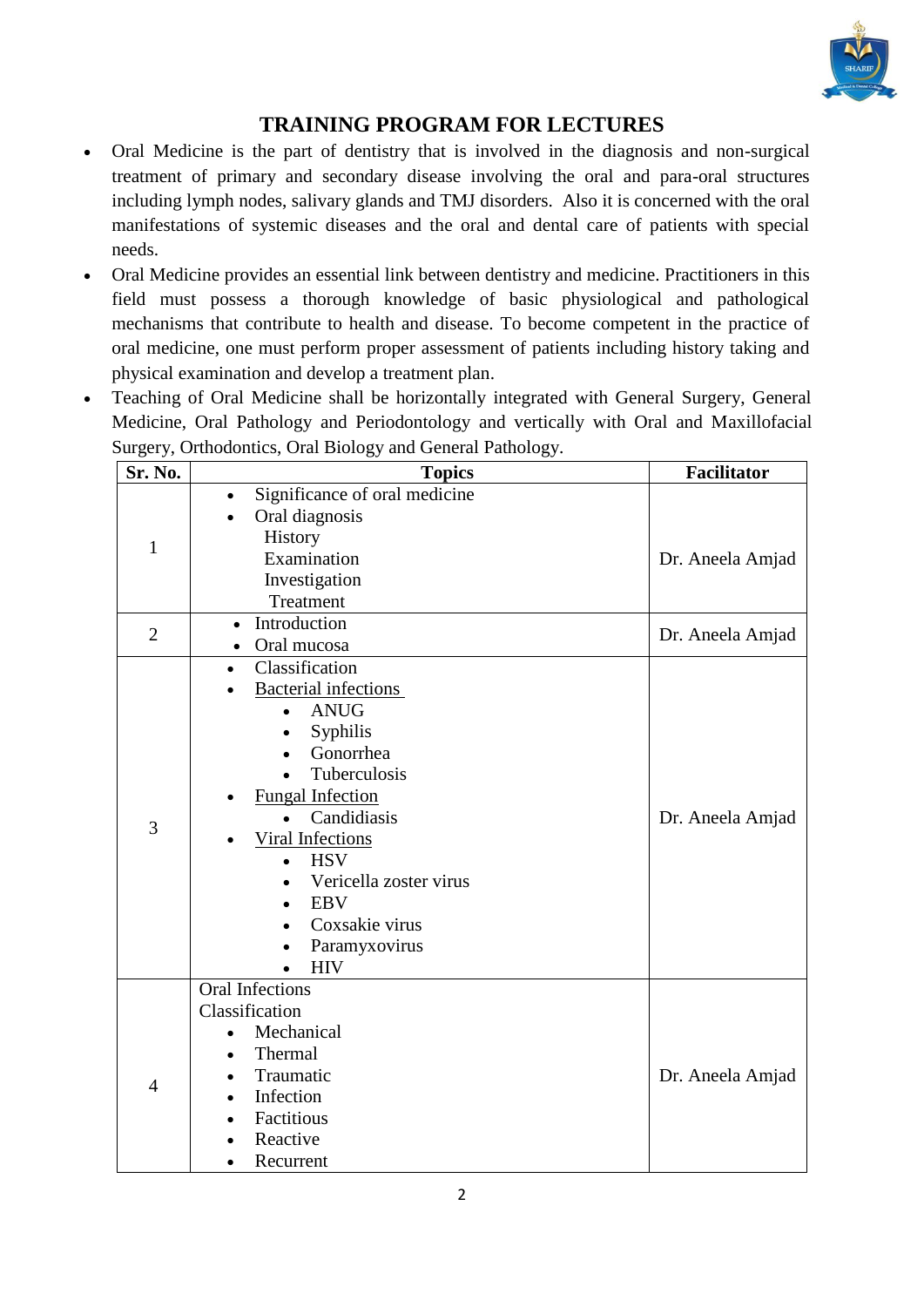# TRAINING PROGRAM FOR LECTURES

- Oral Medicine is the part of dentistry that is involved in the diagnosis and non-surgical treatment of primary and secondary disease involving the oral and para-oral structures including lymph nodes, salivary glands and TMJ disorders. Also it is concerned with the oral manifestations of systemic diseases and the oral and dental care of patients with special needs.
- Oral Medicine provides an essential link between dentistry and medicine. Practitioners in this field must possess a thorough knowledge of basic physiological and pathological mechanisms that contribute to health and disease. To become competent in the practice of oral medicine, one must perform proper assessment of patients including history taking and physical examination and develop a treatment plan.
- Teaching of Oral Medicine shall be horizontally integrated with General Surgery, General Medicine, Oral Pathology and Periodontology and vertically with Oral and Maxillofacial Surgery, Orthodontics, Oral Biology and General Pathology.

| Sr. No. | Topics | Facilitator |
|---|---|---|
| 1 | • Significance of oral medicine<br>• Oral diagnosis<br>History<br>Examination<br>Investigation<br>Treatment | Dr. Aneela Amjad |
| 2 | • Introduction<br>• Oral mucosa | Dr. Aneela Amjad |
| 3 | • Classification<br>• <u>Bacterial infections</u><br>&nbsp;&nbsp;• ANUG<br>&nbsp;&nbsp;• Syphilis<br>&nbsp;&nbsp;• Gonorrhea<br>&nbsp;&nbsp;• Tuberculosis<br>• <u>Fungal Infection</u><br>&nbsp;&nbsp;• Candidiasis<br>• <u>Viral Infections</u><br>&nbsp;&nbsp;• HSV<br>&nbsp;&nbsp;• Vericella zoster virus<br>&nbsp;&nbsp;• EBV<br>&nbsp;&nbsp;• Coxsakie virus<br>&nbsp;&nbsp;• Paramyxovirus<br>&nbsp;&nbsp;• HIV | Dr. Aneela Amjad |
| 4 | Oral Infections<br>Classification<br>• Mechanical<br>• Thermal<br>• Traumatic<br>• Infection<br>• Factitious<br>• Reactive<br>• Recurrent | Dr. Aneela Amjad |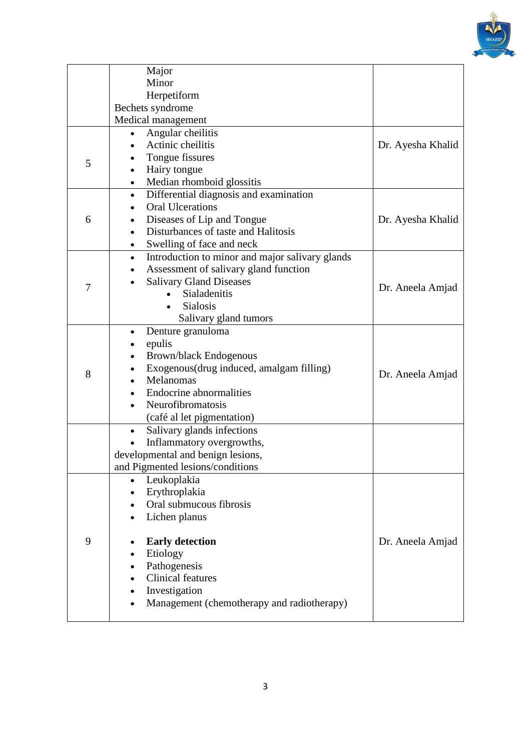| | | |
|---|---|---|
| | Major<br>Minor<br>Herpetiform<br>Bechets syndrome<br>Medical management | |
| 5 | • Angular cheilitis<br>• Actinic cheilitis<br>• Tongue fissures<br>• Hairy tongue<br>• Median rhomboid glossitis | Dr. Ayesha Khalid |
| 6 | • Differential diagnosis and examination<br>• Oral Ulcerations<br>• Diseases of Lip and Tongue<br>• Disturbances of taste and Halitosis<br>• Swelling of face and neck | Dr. Ayesha Khalid |
| 7 | • Introduction to minor and major salivary glands<br>• Assessment of salivary gland function<br>• Salivary Gland Diseases<br>  • Sialadenitis<br>  • Sialosis<br>  Salivary gland tumors | Dr. Aneela Amjad |
| 8 | • Denture granuloma<br>• epulis<br>• Brown/black Endogenous<br>• Exogenous(drug induced, amalgam filling)<br>• Melanomas<br>• Endocrine abnormalities<br>• Neurofibromatosis<br>(café al let pigmentation) | Dr. Aneela Amjad |
| | • Salivary glands infections<br>• Inflammatory overgrowths,<br>developmental and benign lesions,<br>and Pigmented lesions/conditions | |
| 9 | • Leukoplakia<br>• Erythroplakia<br>• Oral submucous fibrosis<br>• Lichen planus<br><br>• **Early detection**<br>• Etiology<br>• Pathogenesis<br>• Clinical features<br>• Investigation<br>• Management (chemotherapy and radiotherapy) | Dr. Aneela Amjad |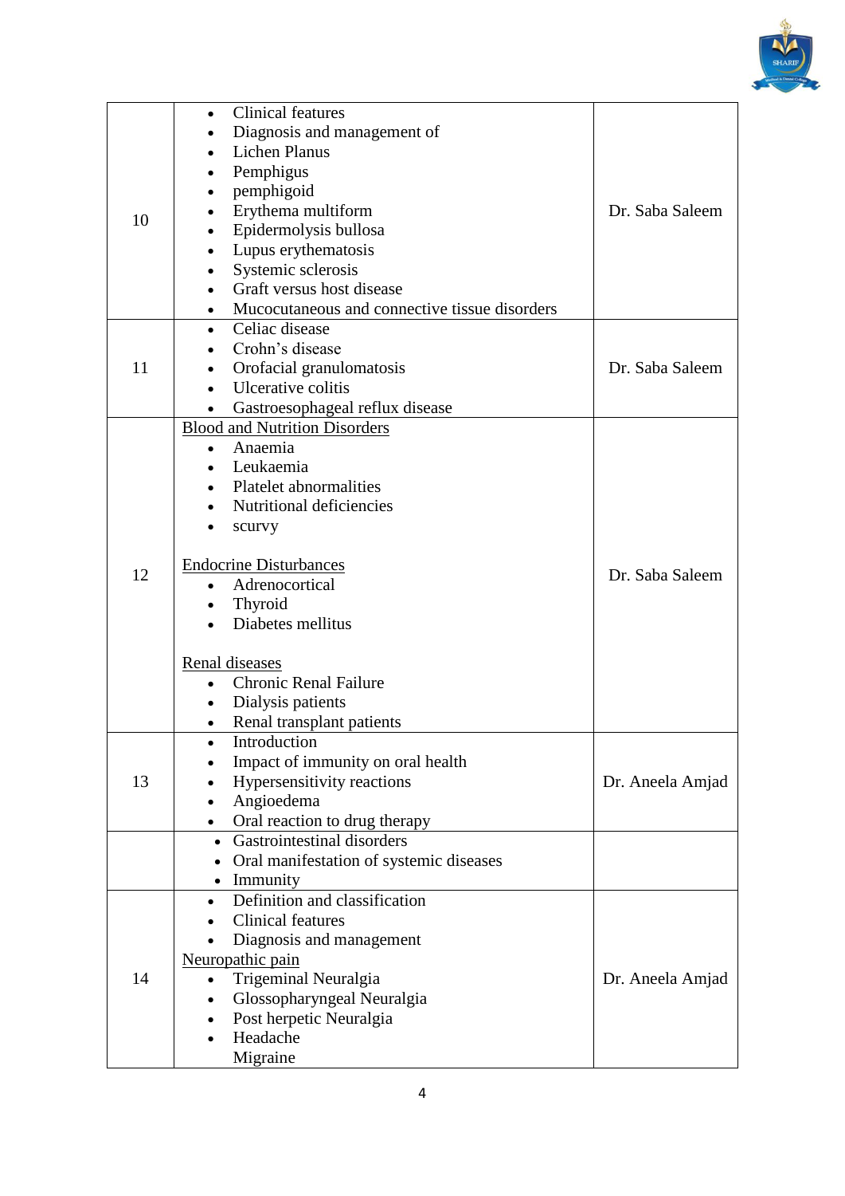| | | |
|---|---|---|
| 10 | • Clinical features<br>• Diagnosis and management of<br>• Lichen Planus<br>• Pemphigus<br>• pemphigoid<br>• Erythema multiform<br>• Epidermolysis bullosa<br>• Lupus erythematosis<br>• Systemic sclerosis<br>• Graft versus host disease<br>• Mucocutaneous and connective tissue disorders | Dr. Saba Saleem |
| 11 | • Celiac disease<br>• Crohn's disease<br>• Orofacial granulomatosis<br>• Ulcerative colitis<br>• Gastroesophageal reflux disease | Dr. Saba Saleem |
| 12 | <u>Blood and Nutrition Disorders</u><br>• Anaemia<br>• Leukaemia<br>• Platelet abnormalities<br>• Nutritional deficiencies<br>• scurvy<br><br><u>Endocrine Disturbances</u><br>• Adrenocortical<br>• Thyroid<br>• Diabetes mellitus<br><br><u>Renal diseases</u><br>• Chronic Renal Failure<br>• Dialysis patients<br>• Renal transplant patients | Dr. Saba Saleem |
| 13 | • Introduction<br>• Impact of immunity on oral health<br>• Hypersensitivity reactions<br>• Angioedema<br>• Oral reaction to drug therapy | Dr. Aneela Amjad |
| | • Gastrointestinal disorders<br>• Oral manifestation of systemic diseases<br>• Immunity | |
| 14 | • Definition and classification<br>• Clinical features<br>• Diagnosis and management<br><u>Neuropathic pain</u><br>• Trigeminal Neuralgia<br>• Glossopharyngeal Neuralgia<br>• Post herpetic Neuralgia<br>• Headache<br>Migraine | Dr. Aneela Amjad |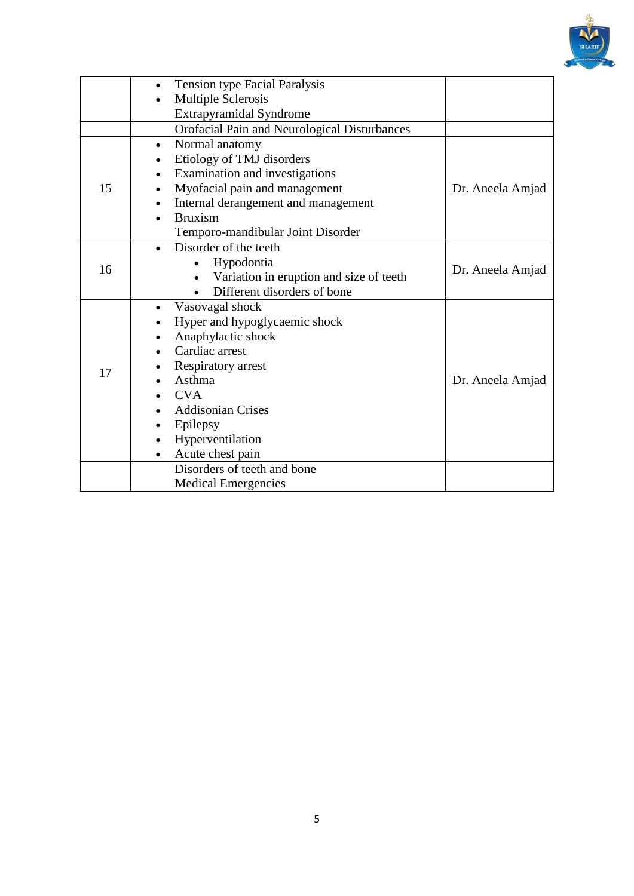| | | |
|---|---|---|
| | • Tension type Facial Paralysis<br>• Multiple Sclerosis<br>Extrapyramidal Syndrome | |
| | Orofacial Pain and Neurological Disturbances | |
| 15 | • Normal anatomy<br>• Etiology of TMJ disorders<br>• Examination and investigations<br>• Myofacial pain and management<br>• Internal derangement and management<br>• Bruxism<br>Temporo-mandibular Joint Disorder | Dr. Aneela Amjad |
| 16 | • Disorder of the teeth<br>  ◦ Hypodontia<br>  ◦ Variation in eruption and size of teeth<br>  ◦ Different disorders of bone | Dr. Aneela Amjad |
| 17 | • Vasovagal shock<br>• Hyper and hypoglycaemic shock<br>• Anaphylactic shock<br>• Cardiac arrest<br>• Respiratory arrest<br>• Asthma<br>• CVA<br>• Addisonian Crises<br>• Epilepsy<br>• Hyperventilation<br>• Acute chest pain | Dr. Aneela Amjad |
| | Disorders of teeth and bone<br>Medical Emergencies | |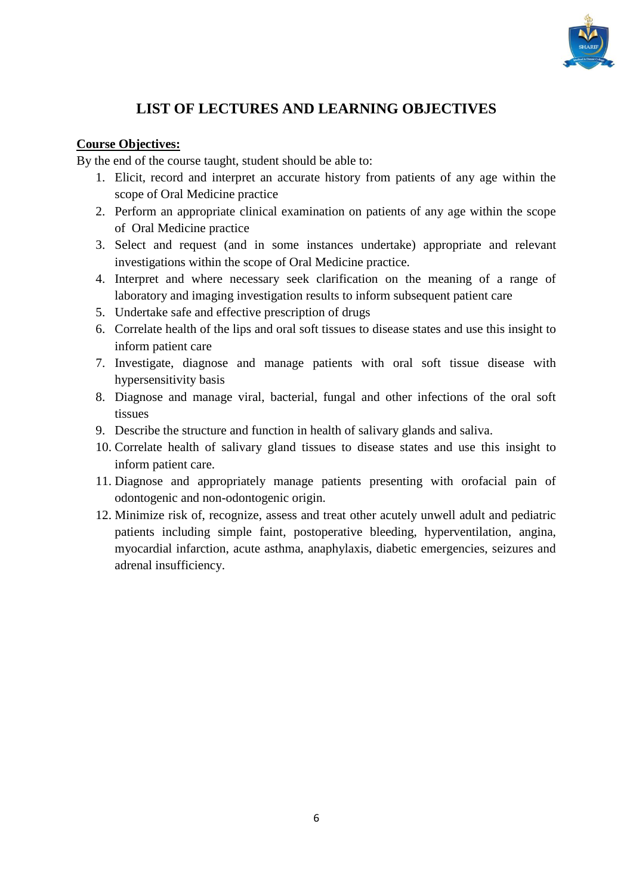# LIST OF LECTURES AND LEARNING OBJECTIVES

**Course Objectives:**

By the end of the course taught, student should be able to:

1. Elicit, record and interpret an accurate history from patients of any age within the scope of Oral Medicine practice
2. Perform an appropriate clinical examination on patients of any age within the scope of Oral Medicine practice
3. Select and request (and in some instances undertake) appropriate and relevant investigations within the scope of Oral Medicine practice.
4. Interpret and where necessary seek clarification on the meaning of a range of laboratory and imaging investigation results to inform subsequent patient care
5. Undertake safe and effective prescription of drugs
6. Correlate health of the lips and oral soft tissues to disease states and use this insight to inform patient care
7. Investigate, diagnose and manage patients with oral soft tissue disease with hypersensitivity basis
8. Diagnose and manage viral, bacterial, fungal and other infections of the oral soft tissues
9. Describe the structure and function in health of salivary glands and saliva.
10. Correlate health of salivary gland tissues to disease states and use this insight to inform patient care.
11. Diagnose and appropriately manage patients presenting with orofacial pain of odontogenic and non-odontogenic origin.
12. Minimize risk of, recognize, assess and treat other acutely unwell adult and pediatric patients including simple faint, postoperative bleeding, hyperventilation, angina, myocardial infarction, acute asthma, anaphylaxis, diabetic emergencies, seizures and adrenal insufficiency.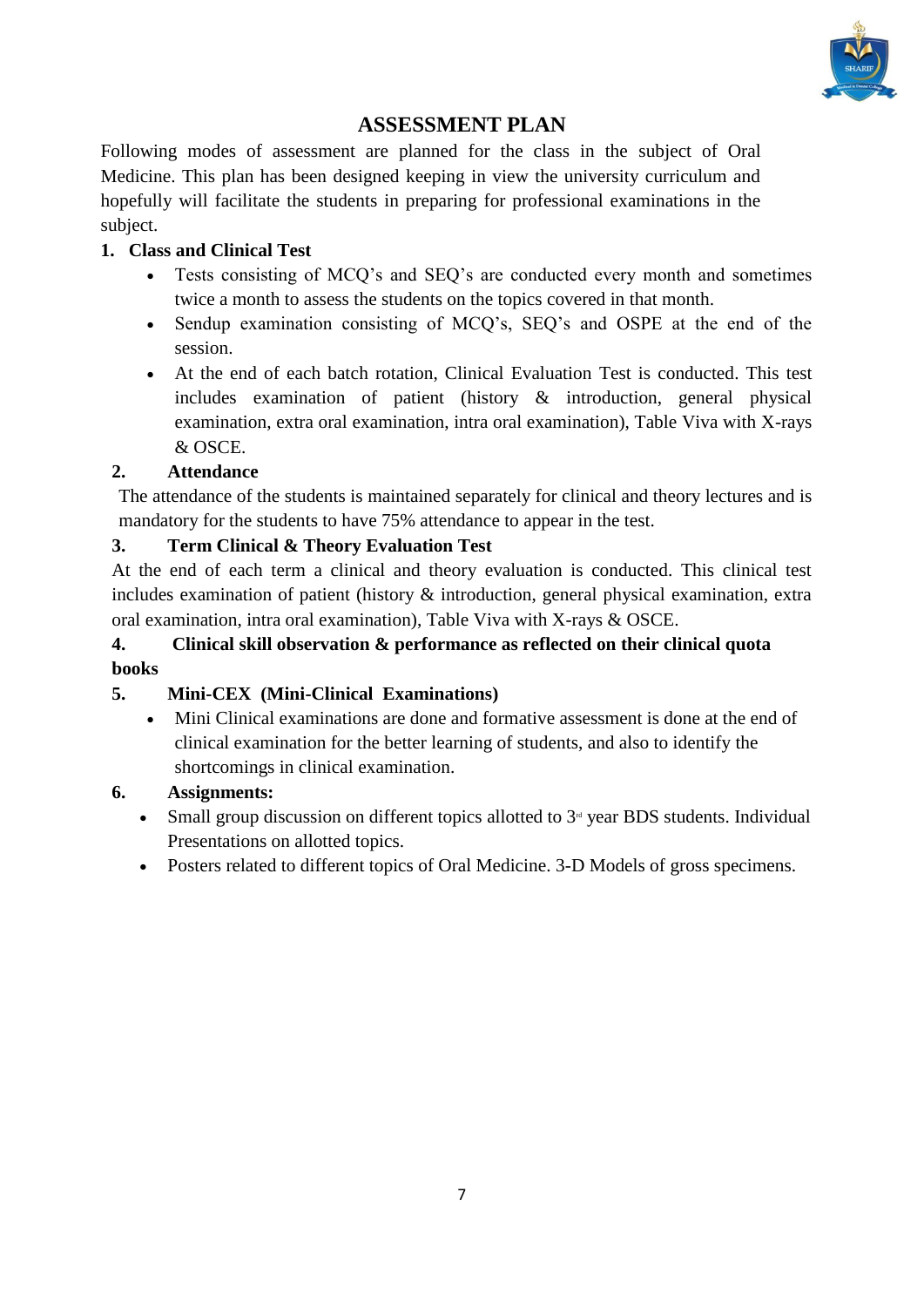# ASSESSMENT PLAN

Following modes of assessment are planned for the class in the subject of Oral Medicine. This plan has been designed keeping in view the university curriculum and hopefully will facilitate the students in preparing for professional examinations in the subject.

**1. Class and Clinical Test**

- Tests consisting of MCQ's and SEQ's are conducted every month and sometimes twice a month to assess the students on the topics covered in that month.
- Sendup examination consisting of MCQ's, SEQ's and OSPE at the end of the session.
- At the end of each batch rotation, Clinical Evaluation Test is conducted. This test includes examination of patient (history & introduction, general physical examination, extra oral examination, intra oral examination), Table Viva with X-rays & OSCE.

**2. Attendance**

The attendance of the students is maintained separately for clinical and theory lectures and is mandatory for the students to have 75% attendance to appear in the test.

**3. Term Clinical & Theory Evaluation Test**

At the end of each term a clinical and theory evaluation is conducted. This clinical test includes examination of patient (history & introduction, general physical examination, extra oral examination, intra oral examination), Table Viva with X-rays & OSCE.

**4. Clinical skill observation & performance as reflected on their clinical quota books**

**5. Mini-CEX (Mini-Clinical Examinations)**

- Mini Clinical examinations are done and formative assessment is done at the end of clinical examination for the better learning of students, and also to identify the shortcomings in clinical examination.

**6. Assignments:**

- Small group discussion on different topics allotted to 3rd year BDS students. Individual Presentations on allotted topics.
- Posters related to different topics of Oral Medicine. 3-D Models of gross specimens.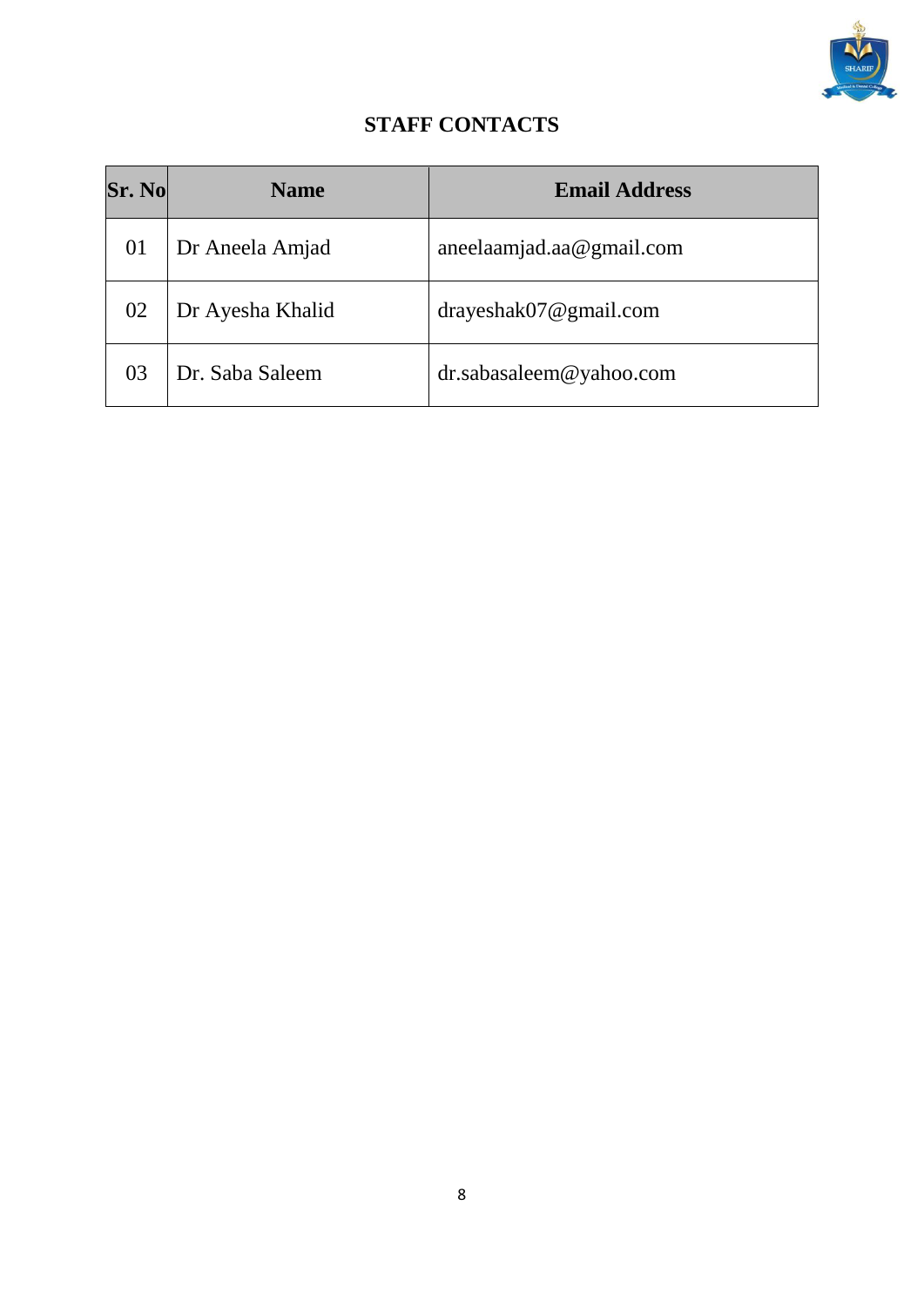## STAFF CONTACTS

| Sr. No | Name | Email Address |
|---|---|---|
| 01 | Dr Aneela Amjad | aneelaamjad.aa@gmail.com |
| 02 | Dr Ayesha Khalid | drayeshak07@gmail.com |
| 03 | Dr. Saba Saleem | dr.sabasaleem@yahoo.com |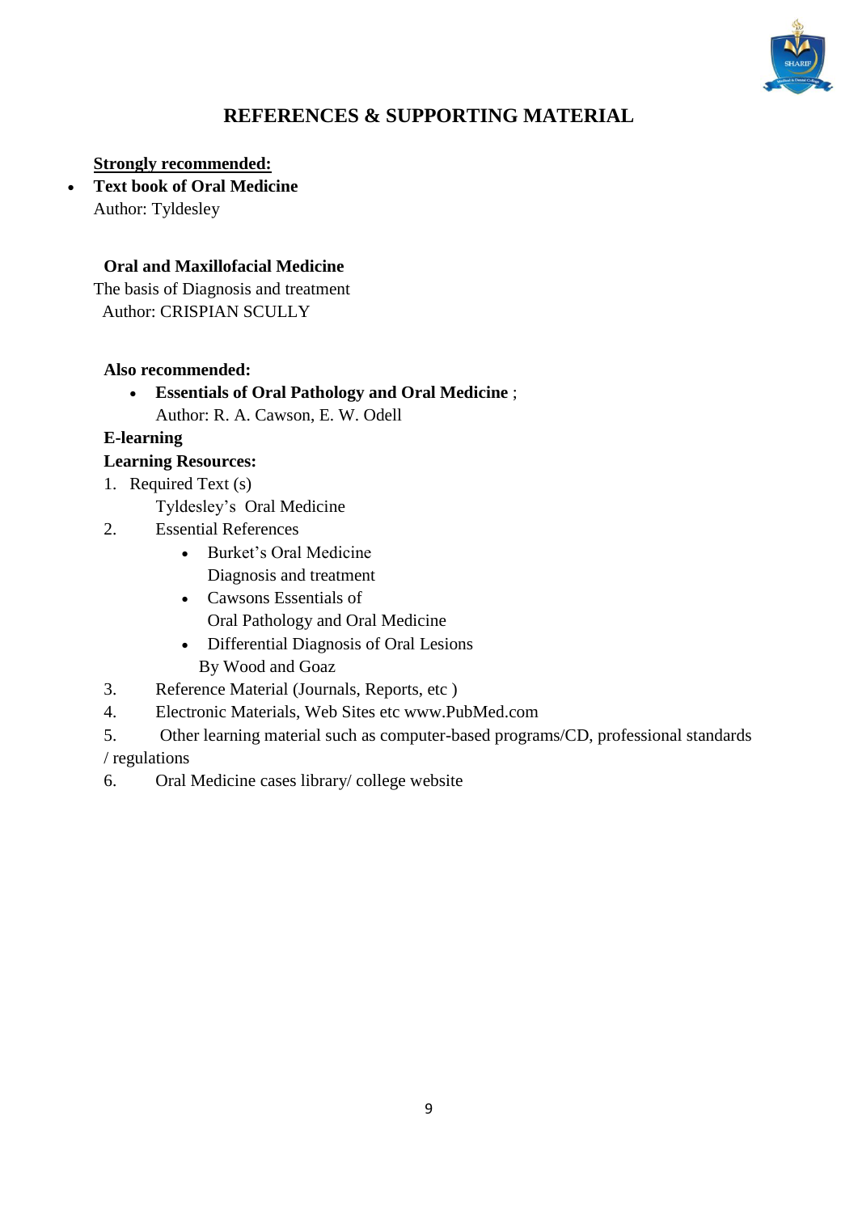## REFERENCES & SUPPORTING MATERIAL

**Strongly recommended:**

- **Text book of Oral Medicine**
  Author: Tyldesley

**Oral and Maxillofacial Medicine**
The basis of Diagnosis and treatment
Author: CRISPIAN SCULLY

**Also recommended:**

- **Essentials of Oral Pathology and Oral Medicine** ;
  Author: R. A. Cawson, E. W. Odell

**E-learning**

**Learning Resources:**

1. Required Text (s)
   Tyldesley's Oral Medicine
2. Essential References
   - Burket's Oral Medicine
     Diagnosis and treatment
   - Cawsons Essentials of
     Oral Pathology and Oral Medicine
   - Differential Diagnosis of Oral Lesions
     By Wood and Goaz
3. Reference Material (Journals, Reports, etc )
4. Electronic Materials, Web Sites etc www.PubMed.com
5. Other learning material such as computer-based programs/CD, professional standards / regulations
6. Oral Medicine cases library/ college website